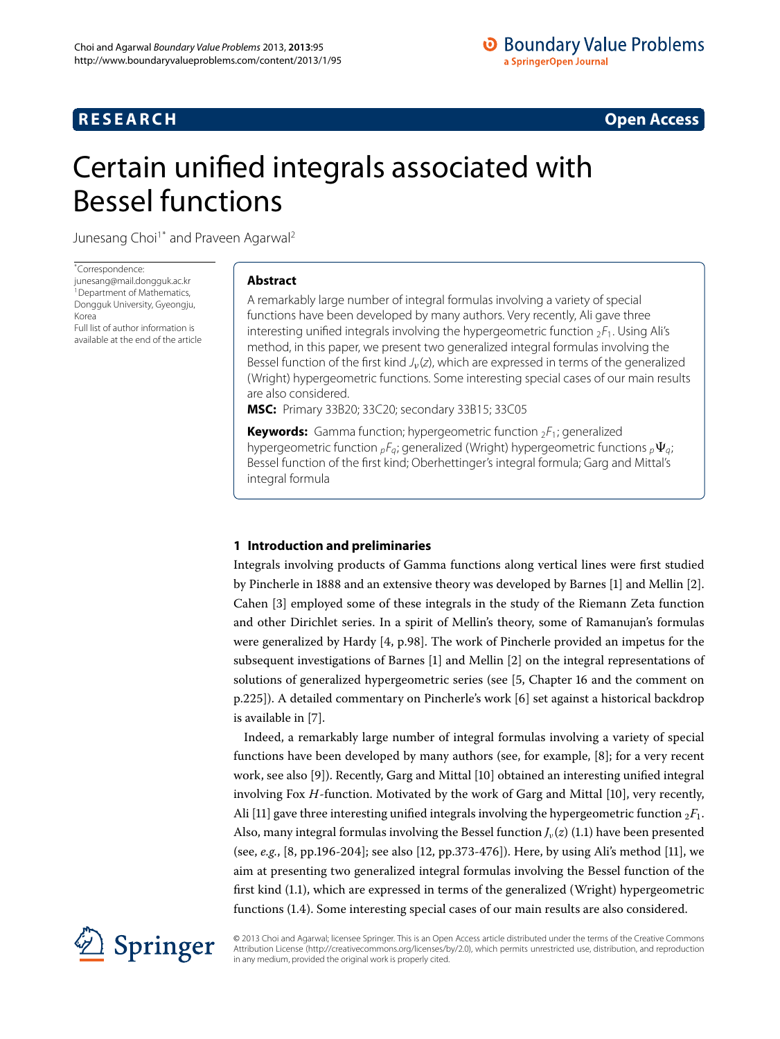**RESEARCH** **Open Access**

# Certain unified integrals associated with Bessel functions

Junesang Choi[1*] and Praveen Agarwal[2]

[*]Correspondence: junesang@mail.dongguk.ac.kr
[1]Department of Mathematics, Dongguk University, Gyeongju, Korea
Full list of author information is available at the end of the article

## Abstract

A remarkably large number of integral formulas involving a variety of special functions have been developed by many authors. Very recently, Ali gave three interesting unified integrals involving the hypergeometric function ${}_2F_1$. Using Ali's method, in this paper, we present two generalized integral formulas involving the Bessel function of the first kind $J_\nu(z)$, which are expressed in terms of the generalized (Wright) hypergeometric functions. Some interesting special cases of our main results are also considered.

**MSC:** Primary 33B20; 33C20; secondary 33B15; 33C05

**Keywords:** Gamma function; hypergeometric function ${}_2F_1$; generalized hypergeometric function ${}_pF_q$; generalized (Wright) hypergeometric functions ${}_p\Psi_q$; Bessel function of the first kind; Oberhettinger's integral formula; Garg and Mittal's integral formula

## 1 Introduction and preliminaries

Integrals involving products of Gamma functions along vertical lines were first studied by Pincherle in 1888 and an extensive theory was developed by Barnes [1] and Mellin [2]. Cahen [3] employed some of these integrals in the study of the Riemann Zeta function and other Dirichlet series. In a spirit of Mellin's theory, some of Ramanujan's formulas were generalized by Hardy [4, p.98]. The work of Pincherle provided an impetus for the subsequent investigations of Barnes [1] and Mellin [2] on the integral representations of solutions of generalized hypergeometric series (see [5, Chapter 16 and the comment on p.225]). A detailed commentary on Pincherle's work [6] set against a historical backdrop is available in [7].

Indeed, a remarkably large number of integral formulas involving a variety of special functions have been developed by many authors (see, for example, [8]; for a very recent work, see also [9]). Recently, Garg and Mittal [10] obtained an interesting unified integral involving Fox $H$-function. Motivated by the work of Garg and Mittal [10], very recently, Ali [11] gave three interesting unified integrals involving the hypergeometric function ${}_2F_1$. Also, many integral formulas involving the Bessel function $J_\nu(z)$ (1.1) have been presented (see, *e.g.*, [8, pp.196-204]; see also [12, pp.373-476]). Here, by using Ali's method [11], we aim at presenting two generalized integral formulas involving the Bessel function of the first kind (1.1), which are expressed in terms of the generalized (Wright) hypergeometric functions (1.4). Some interesting special cases of our main results are also considered.

© 2013 Choi and Agarwal; licensee Springer. This is an Open Access article distributed under the terms of the Creative Commons Attribution License (http://creativecommons.org/licenses/by/2.0), which permits unrestricted use, distribution, and reproduction in any medium, provided the original work is properly cited.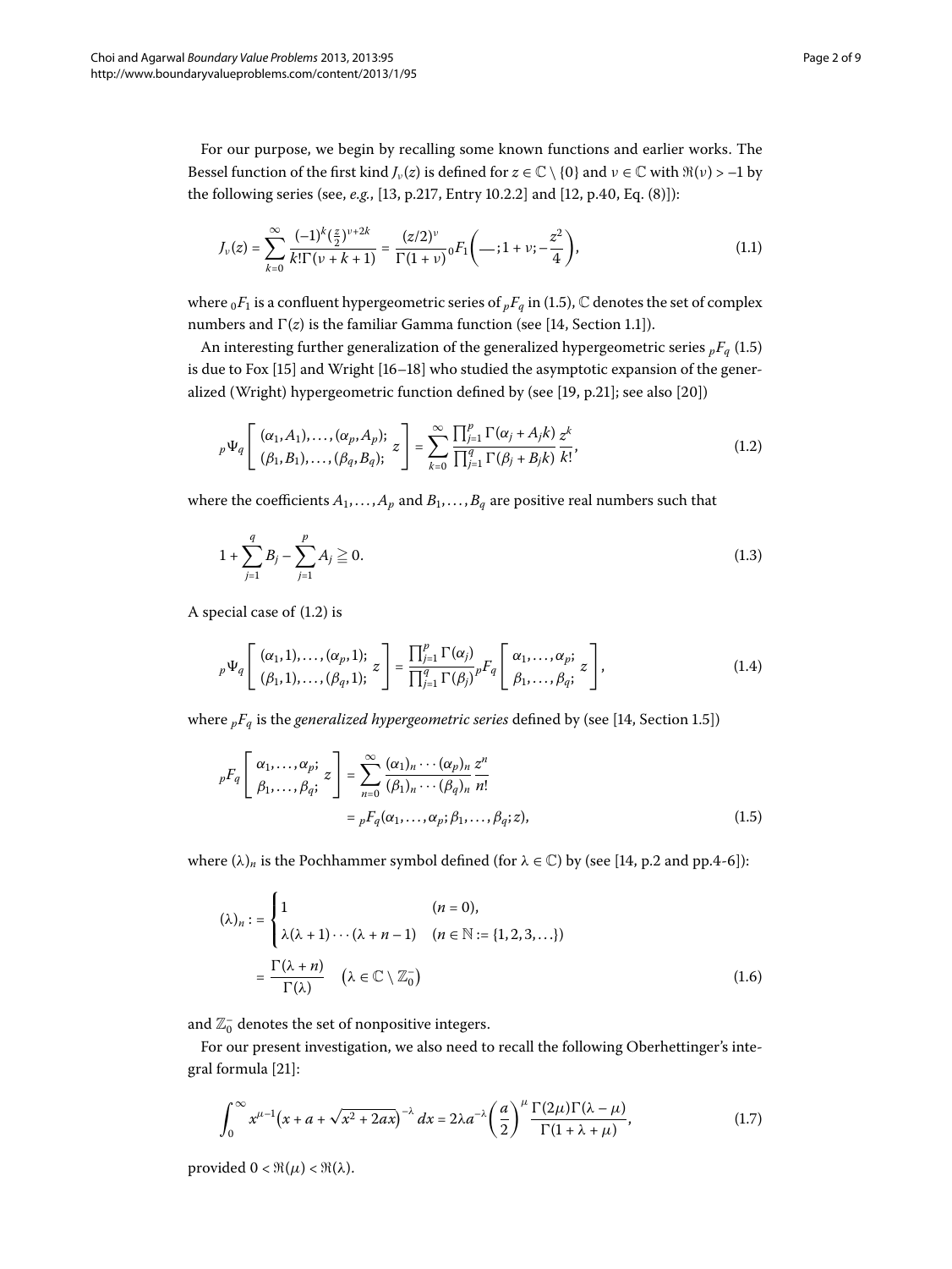For our purpose, we begin by recalling some known functions and earlier works. The Bessel function of the first kind $J_\nu(z)$ is defined for $z \in \mathbb{C} \setminus \{0\}$ and $\nu \in \mathbb{C}$ with $\Re(\nu) > -1$ by the following series (see, *e.g.*, [13, p.217, Entry 10.2.2] and [12, p.40, Eq. (8)]):

$$J_\nu(z) = \sum_{k=0}^{\infty} \frac{(-1)^k (\frac{z}{2})^{\nu+2k}}{k!\Gamma(\nu+k+1)} = \frac{(z/2)^\nu}{\Gamma(1+\nu)} {}_0F_1\left(-;1+\nu;-\frac{z^2}{4}\right), \tag{1.1}$$

where ${}_0F_1$ is a confluent hypergeometric series of ${}_pF_q$ in (1.5), $\mathbb{C}$ denotes the set of complex numbers and $\Gamma(z)$ is the familiar Gamma function (see [14, Section 1.1]).

An interesting further generalization of the generalized hypergeometric series ${}_pF_q$ (1.5) is due to Fox [15] and Wright [16–18] who studied the asymptotic expansion of the generalized (Wright) hypergeometric function defined by (see [19, p.21]; see also [20])

$${}_p\Psi_q\left[\begin{matrix}(\alpha_1,A_1),\ldots,(\alpha_p,A_p);\\(\beta_1,B_1),\ldots,(\beta_q,B_q);\end{matrix}\ z\right] = \sum_{k=0}^{\infty} \frac{\prod_{j=1}^{p}\Gamma(\alpha_j + A_j k)}{\prod_{j=1}^{q}\Gamma(\beta_j + B_j k)} \frac{z^k}{k!}, \tag{1.2}$$

where the coefficients $A_1,\ldots,A_p$ and $B_1,\ldots,B_q$ are positive real numbers such that

$$1 + \sum_{j=1}^{q} B_j - \sum_{j=1}^{p} A_j \geqq 0. \tag{1.3}$$

A special case of (1.2) is

$${}_p\Psi_q\left[\begin{matrix}(\alpha_1,1),\ldots,(\alpha_p,1);\\(\beta_1,1),\ldots,(\beta_q,1);\end{matrix}\ z\right] = \frac{\prod_{j=1}^{p}\Gamma(\alpha_j)}{\prod_{j=1}^{q}\Gamma(\beta_j)} {}_pF_q\left[\begin{matrix}\alpha_1,\ldots,\alpha_p;\\\beta_1,\ldots,\beta_q;\end{matrix}\ z\right], \tag{1.4}$$

where ${}_pF_q$ is the *generalized hypergeometric series* defined by (see [14, Section 1.5])

$$\begin{aligned}{}_pF_q\left[\begin{matrix}\alpha_1,\ldots,\alpha_p;\\\beta_1,\ldots,\beta_q;\end{matrix}\ z\right] &= \sum_{n=0}^{\infty} \frac{(\alpha_1)_n\cdots(\alpha_p)_n}{(\beta_1)_n\cdots(\beta_q)_n}\frac{z^n}{n!}\\ &= {}_pF_q(\alpha_1,\ldots,\alpha_p;\beta_1,\ldots,\beta_q;z),\end{aligned} \tag{1.5}$$

where $(\lambda)_n$ is the Pochhammer symbol defined (for $\lambda \in \mathbb{C}$) by (see [14, p.2 and pp.4-6]):

$$\begin{aligned}(\lambda)_n :&= \begin{cases}1 & (n=0),\\ \lambda(\lambda+1)\cdots(\lambda+n-1) & (n \in \mathbb{N} := \{1,2,3,\ldots\})\end{cases}\\ &= \frac{\Gamma(\lambda+n)}{\Gamma(\lambda)} \quad \left(\lambda \in \mathbb{C} \setminus \mathbb{Z}_0^-\right)\end{aligned} \tag{1.6}$$

and $\mathbb{Z}_0^-$ denotes the set of nonpositive integers.

For our present investigation, we also need to recall the following Oberhettinger's integral formula [21]:

$$\int_0^\infty x^{\mu-1}\left(x + a + \sqrt{x^2+2ax}\right)^{-\lambda} dx = 2\lambda a^{-\lambda}\left(\frac{a}{2}\right)^{\mu} \frac{\Gamma(2\mu)\Gamma(\lambda-\mu)}{\Gamma(1+\lambda+\mu)}, \tag{1.7}$$

provided $0 < \Re(\mu) < \Re(\lambda)$.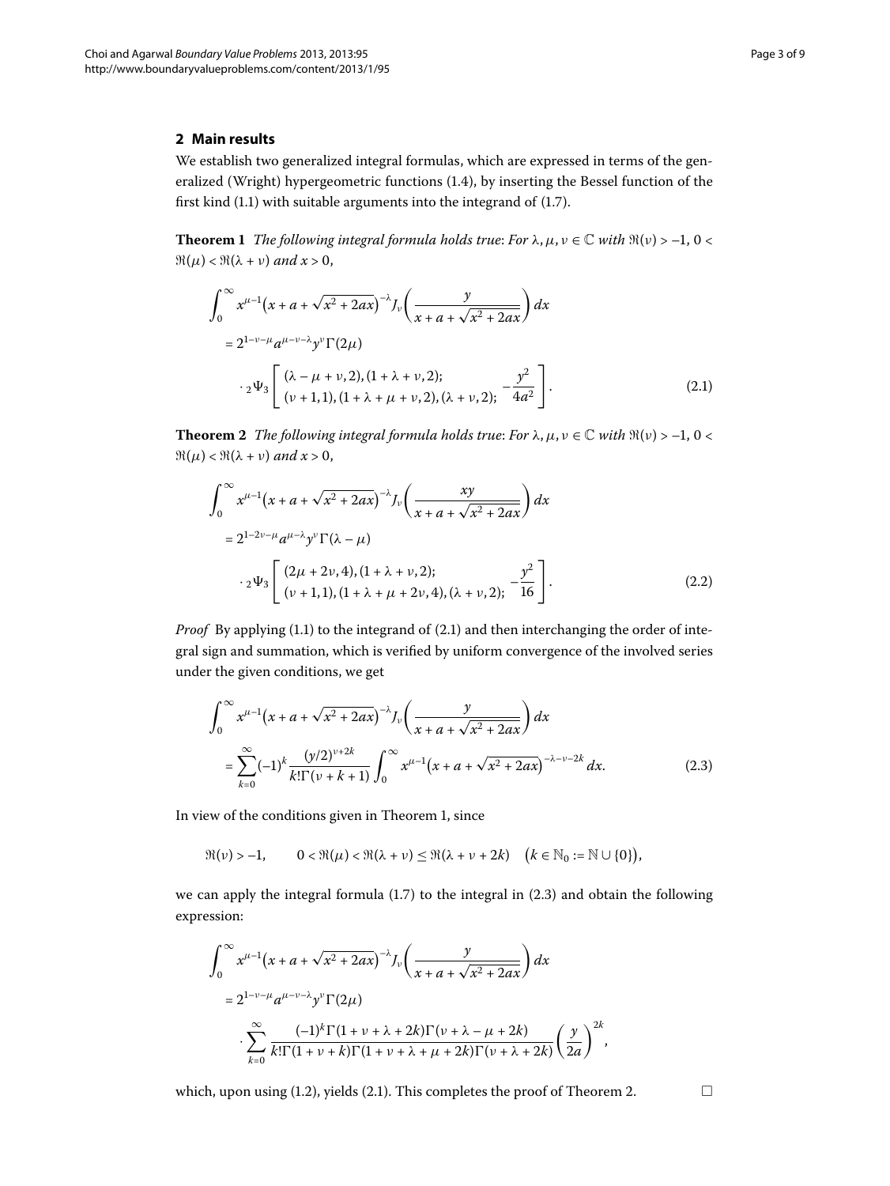## 2 Main results

We establish two generalized integral formulas, which are expressed in terms of the generalized (Wright) hypergeometric functions (1.4), by inserting the Bessel function of the first kind (1.1) with suitable arguments into the integrand of (1.7).

**Theorem 1** *The following integral formula holds true*: *For* $\lambda, \mu, \nu \in \mathbb{C}$ *with* $\Re(\nu) > -1$, $0 < \Re(\mu) < \Re(\lambda + \nu)$ *and* $x > 0$,

$$\begin{aligned}
&\int_0^\infty x^{\mu-1}\bigl(x + a + \sqrt{x^2 + 2ax}\bigr)^{-\lambda} J_\nu\biggl(\frac{y}{x + a + \sqrt{x^2 + 2ax}}\biggr)\, dx \\
&\quad = 2^{1-\nu-\mu} a^{\mu-\nu-\lambda} y^\nu \Gamma(2\mu) \\
&\qquad \cdot {}_2\Psi_3\left[\begin{matrix}(\lambda - \mu + \nu, 2), (1 + \lambda + \nu, 2); \\ (\nu + 1, 1), (1 + \lambda + \mu + \nu, 2), (\lambda + \nu, 2);\end{matrix} -\frac{y^2}{4a^2}\right].
\end{aligned} \tag{2.1}$$

**Theorem 2** *The following integral formula holds true*: *For* $\lambda, \mu, \nu \in \mathbb{C}$ *with* $\Re(\nu) > -1$, $0 < \Re(\mu) < \Re(\lambda + \nu)$ *and* $x > 0$,

$$\begin{aligned}
&\int_0^\infty x^{\mu-1}\bigl(x + a + \sqrt{x^2 + 2ax}\bigr)^{-\lambda} J_\nu\biggl(\frac{xy}{x + a + \sqrt{x^2 + 2ax}}\biggr)\, dx \\
&\quad = 2^{1-2\nu-\mu} a^{\mu-\lambda} y^\nu \Gamma(\lambda - \mu) \\
&\qquad \cdot {}_2\Psi_3\left[\begin{matrix}(2\mu + 2\nu, 4), (1 + \lambda + \nu, 2); \\ (\nu + 1, 1), (1 + \lambda + \mu + 2\nu, 4), (\lambda + \nu, 2);\end{matrix} -\frac{y^2}{16}\right].
\end{aligned} \tag{2.2}$$

*Proof* By applying (1.1) to the integrand of (2.1) and then interchanging the order of integral sign and summation, which is verified by uniform convergence of the involved series under the given conditions, we get

$$\begin{aligned}
&\int_0^\infty x^{\mu-1}\bigl(x + a + \sqrt{x^2 + 2ax}\bigr)^{-\lambda} J_\nu\biggl(\frac{y}{x + a + \sqrt{x^2 + 2ax}}\biggr)\, dx \\
&\quad = \sum_{k=0}^\infty (-1)^k \frac{(y/2)^{\nu+2k}}{k!\Gamma(\nu + k + 1)} \int_0^\infty x^{\mu-1}\bigl(x + a + \sqrt{x^2 + 2ax}\bigr)^{-\lambda-\nu-2k}\, dx.
\end{aligned} \tag{2.3}$$

In view of the conditions given in Theorem 1, since

$$\Re(\nu) > -1, \qquad 0 < \Re(\mu) < \Re(\lambda + \nu) \leq \Re(\lambda + \nu + 2k) \quad \bigl(k \in \mathbb{N}_0 := \mathbb{N} \cup \{0\}\bigr),$$

we can apply the integral formula (1.7) to the integral in (2.3) and obtain the following expression:

$$\begin{aligned}
&\int_0^\infty x^{\mu-1}\bigl(x + a + \sqrt{x^2 + 2ax}\bigr)^{-\lambda} J_\nu\biggl(\frac{y}{x + a + \sqrt{x^2 + 2ax}}\biggr)\, dx \\
&\quad = 2^{1-\nu-\mu} a^{\mu-\nu-\lambda} y^\nu \Gamma(2\mu) \\
&\qquad \cdot \sum_{k=0}^\infty \frac{(-1)^k \Gamma(1 + \nu + \lambda + 2k)\Gamma(\nu + \lambda - \mu + 2k)}{k!\Gamma(1 + \nu + k)\Gamma(1 + \nu + \lambda + \mu + 2k)\Gamma(\nu + \lambda + 2k)} \left(\frac{y}{2a}\right)^{2k},
\end{aligned}$$

which, upon using (1.2), yields (2.1). This completes the proof of Theorem 2. □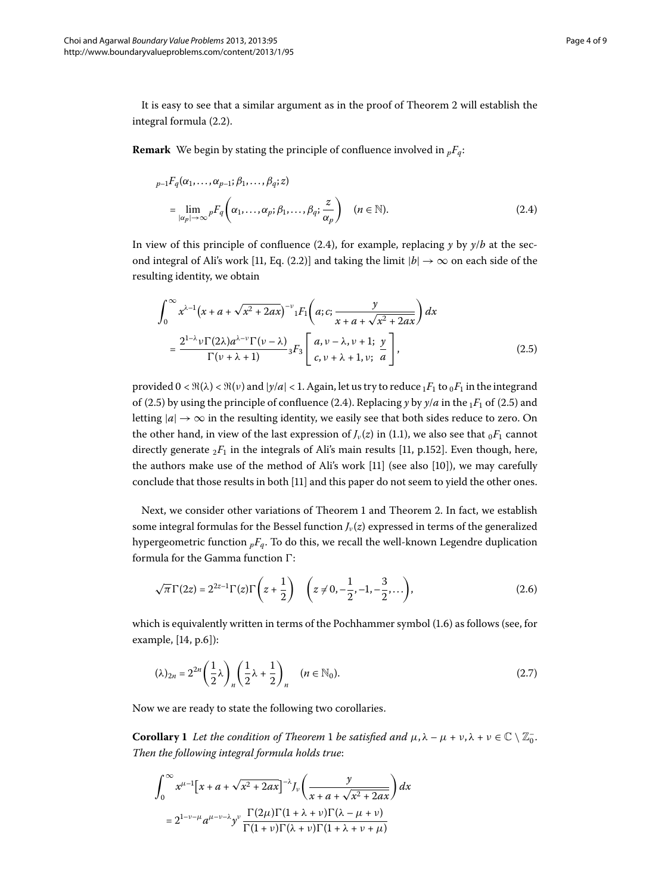It is easy to see that a similar argument as in the proof of Theorem 2 will establish the integral formula (2.2).

**Remark** We begin by stating the principle of confluence involved in ${}_pF_q$:

$$
\begin{aligned}
&{}_{p-1}F_q(\alpha_1,\ldots,\alpha_{p-1};\beta_1,\ldots,\beta_q;z) \\
&\quad = \lim_{|\alpha_p|\to\infty} {}_pF_q\left(\alpha_1,\ldots,\alpha_p;\beta_1,\ldots,\beta_q;\frac{z}{\alpha_p}\right) \quad (n\in\mathbb{N}).
\end{aligned} \tag{2.4}
$$

In view of this principle of confluence (2.4), for example, replacing $y$ by $y/b$ at the second integral of Ali's work [11, Eq. (2.2)] and taking the limit $|b|\to\infty$ on each side of the resulting identity, we obtain

$$
\begin{aligned}
&\int_0^\infty x^{\lambda-1}\left(x+a+\sqrt{x^2+2ax}\right)^{-\nu} {}_1F_1\left(a;c;\frac{y}{x+a+\sqrt{x^2+2ax}}\right)dx \\
&\quad = \frac{2^{1-\lambda}\nu\Gamma(2\lambda)a^{\lambda-\nu}\Gamma(\nu-\lambda)}{\Gamma(\nu+\lambda+1)} {}_3F_3\left[\begin{matrix} a,\nu-\lambda,\nu+1; \\ c,\nu+\lambda+1,\nu; \end{matrix}\ \frac{y}{a}\right],
\end{aligned} \tag{2.5}
$$

provided $0<\Re(\lambda)<\Re(\nu)$ and $|y/a|<1$. Again, let us try to reduce ${}_1F_1$ to ${}_0F_1$ in the integrand of (2.5) by using the principle of confluence (2.4). Replacing $y$ by $y/a$ in the ${}_1F_1$ of (2.5) and letting $|a|\to\infty$ in the resulting identity, we easily see that both sides reduce to zero. On the other hand, in view of the last expression of $J_\nu(z)$ in (1.1), we also see that ${}_0F_1$ cannot directly generate ${}_2F_1$ in the integrals of Ali's main results [11, p.152]. Even though, here, the authors make use of the method of Ali's work [11] (see also [10]), we may carefully conclude that those results in both [11] and this paper do not seem to yield the other ones.

Next, we consider other variations of Theorem 1 and Theorem 2. In fact, we establish some integral formulas for the Bessel function $J_\nu(z)$ expressed in terms of the generalized hypergeometric function ${}_pF_q$. To do this, we recall the well-known Legendre duplication formula for the Gamma function $\Gamma$:

$$
\sqrt{\pi}\,\Gamma(2z) = 2^{2z-1}\Gamma(z)\Gamma\left(z+\frac{1}{2}\right) \quad \left(z\neq 0,-\frac{1}{2},-1,-\frac{3}{2},\ldots\right), \tag{2.6}
$$

which is equivalently written in terms of the Pochhammer symbol (1.6) as follows (see, for example, [14, p.6]):

$$
(\lambda)_{2n} = 2^{2n}\left(\frac{1}{2}\lambda\right)_n\left(\frac{1}{2}\lambda+\frac{1}{2}\right)_n \quad (n\in\mathbb{N}_0). \tag{2.7}
$$

Now we are ready to state the following two corollaries.

**Corollary 1** *Let the condition of Theorem* 1 *be satisfied and* $\mu,\lambda-\mu+\nu,\lambda+\nu\in\mathbb{C}\setminus\mathbb{Z}_0^-$. *Then the following integral formula holds true*:

$$
\begin{aligned}
&\int_0^\infty x^{\mu-1}\left[x+a+\sqrt{x^2+2ax}\right]^{-\lambda} J_\nu\left(\frac{y}{x+a+\sqrt{x^2+2ax}}\right)dx \\
&\quad = 2^{1-\nu-\mu}a^{\mu-\nu-\lambda}y^\nu \frac{\Gamma(2\mu)\Gamma(1+\lambda+\nu)\Gamma(\lambda-\mu+\nu)}{\Gamma(1+\nu)\Gamma(\lambda+\nu)\Gamma(1+\lambda+\nu+\mu)}
\end{aligned}
$$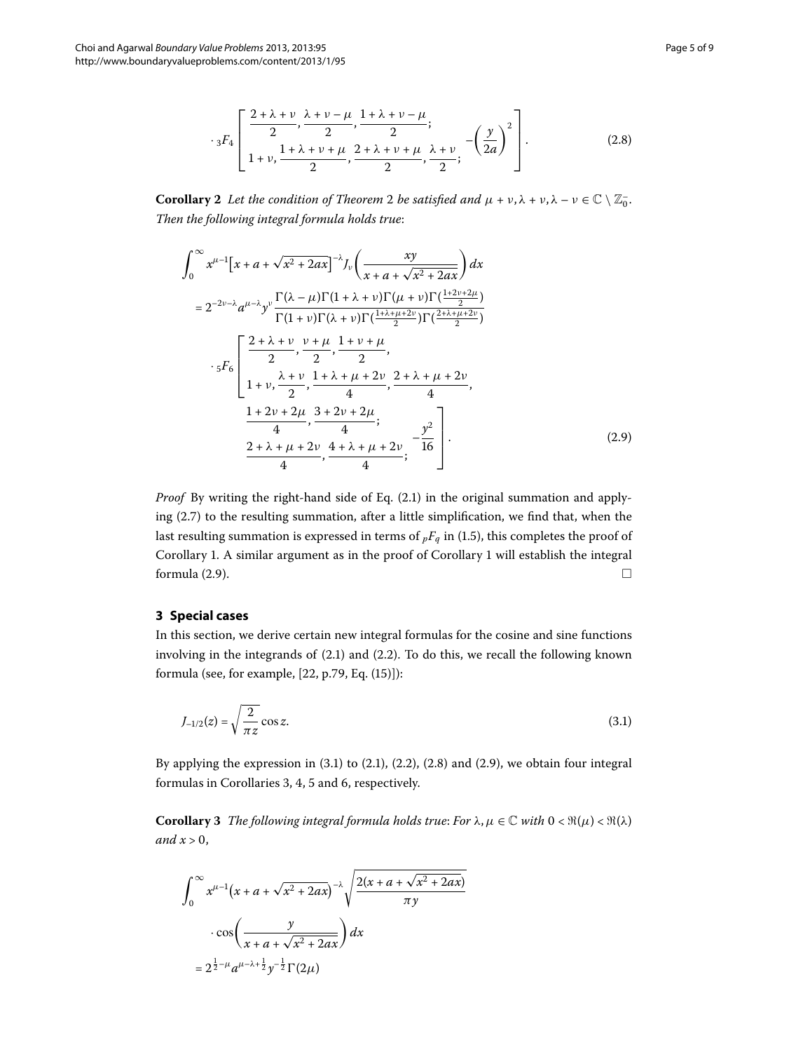$$\cdot {}_3F_4 \left[ \begin{matrix} \frac{2+\lambda+\nu}{2}, \frac{\lambda+\nu-\mu}{2}, \frac{1+\lambda+\nu-\mu}{2}; \\ 1+\nu, \frac{1+\lambda+\nu+\mu}{2}, \frac{2+\lambda+\nu+\mu}{2}, \frac{\lambda+\nu}{2}; \end{matrix} -\left(\frac{y}{2a}\right)^2 \right]. \tag{2.8}$$

**Corollary 2** *Let the condition of Theorem* 2 *be satisfied and* $\mu+\nu, \lambda+\nu, \lambda-\nu \in \mathbb{C} \setminus \mathbb{Z}_0^-$. *Then the following integral formula holds true*:

$$\begin{aligned}
&\int_0^\infty x^{\mu-1}\left[x+a+\sqrt{x^2+2ax}\right]^{-\lambda} J_\nu\left(\frac{xy}{x+a+\sqrt{x^2+2ax}}\right) dx \\
&= 2^{-2\nu-\lambda} a^{\mu-\lambda} y^\nu \frac{\Gamma(\lambda-\mu)\Gamma(1+\lambda+\nu)\Gamma(\mu+\nu)\Gamma(\frac{1+2\nu+2\mu}{2})}{\Gamma(1+\nu)\Gamma(\lambda+\nu)\Gamma(\frac{1+\lambda+\mu+2\nu}{2})\Gamma(\frac{2+\lambda+\mu+2\nu}{2})} \\
&\quad \cdot {}_5F_6 \left[ \begin{matrix} \frac{2+\lambda+\nu}{2}, \frac{\nu+\mu}{2}, \frac{1+\nu+\mu}{2}, \\ 1+\nu, \frac{\lambda+\nu}{2}, \frac{1+\lambda+\mu+2\nu}{4}, \frac{2+\lambda+\mu+2\nu}{4}, \end{matrix} \right. \\
&\qquad\qquad \left. \begin{matrix} \frac{1+2\nu+2\mu}{4}, \frac{3+2\nu+2\mu}{4}; \\ \frac{2+\lambda+\mu+2\nu}{4}, \frac{4+\lambda+\mu+2\nu}{4}; \end{matrix} -\frac{y^2}{16} \right].
\end{aligned} \tag{2.9}$$

*Proof* By writing the right-hand side of Eq. (2.1) in the original summation and applying (2.7) to the resulting summation, after a little simplification, we find that, when the last resulting summation is expressed in terms of ${}_pF_q$ in (1.5), this completes the proof of Corollary 1. A similar argument as in the proof of Corollary 1 will establish the integral formula (2.9). □

## 3 Special cases

In this section, we derive certain new integral formulas for the cosine and sine functions involving in the integrands of (2.1) and (2.2). To do this, we recall the following known formula (see, for example, [22, p.79, Eq. (15)]):

$$J_{-1/2}(z) = \sqrt{\frac{2}{\pi z}} \cos z. \tag{3.1}$$

By applying the expression in (3.1) to (2.1), (2.2), (2.8) and (2.9), we obtain four integral formulas in Corollaries 3, 4, 5 and 6, respectively.

**Corollary 3** *The following integral formula holds true*: *For* $\lambda, \mu \in \mathbb{C}$ *with* $0 < \Re(\mu) < \Re(\lambda)$ *and* $x > 0$,

$$\begin{aligned}
&\int_0^\infty x^{\mu-1}\left(x+a+\sqrt{x^2+2ax}\right)^{-\lambda} \sqrt{\frac{2(x+a+\sqrt{x^2+2ax})}{\pi y}} \\
&\quad \cdot \cos\left(\frac{y}{x+a+\sqrt{x^2+2ax}}\right) dx \\
&= 2^{\frac{1}{2}-\mu} a^{\mu-\lambda+\frac{1}{2}} y^{-\frac{1}{2}} \Gamma(2\mu)
\end{aligned}$$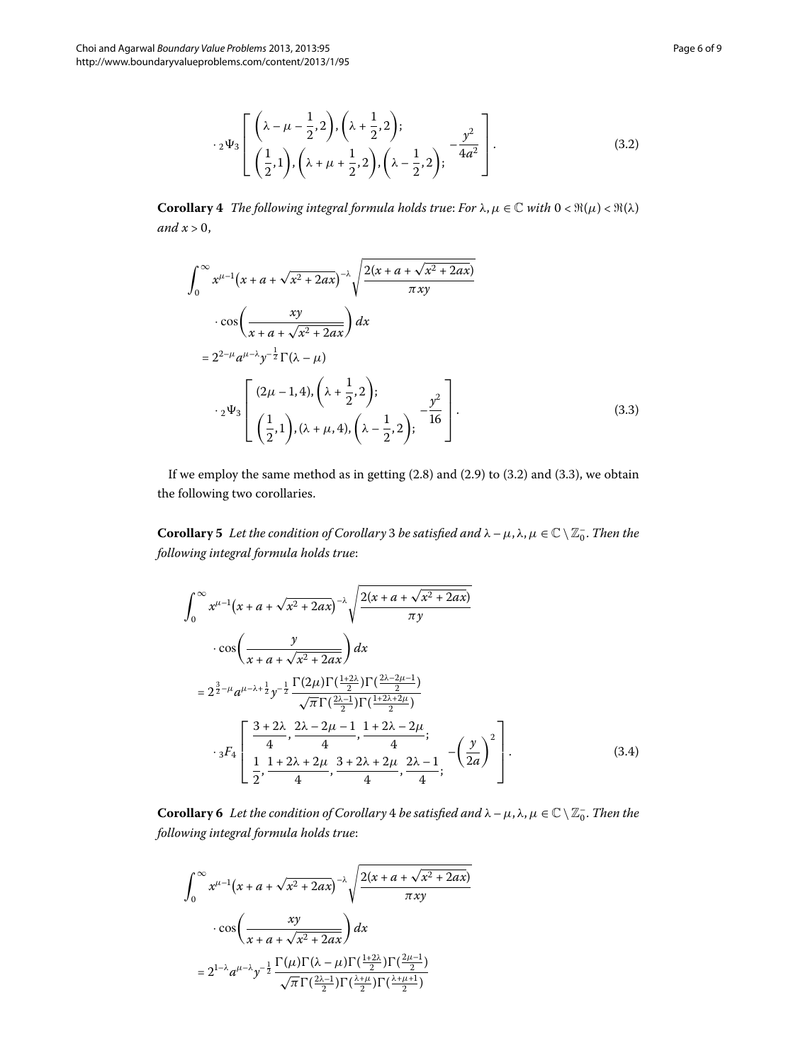$$\cdot {}_2\Psi_3\left[\begin{array}{l}\left(\lambda-\mu-\frac{1}{2},2\right),\left(\lambda+\frac{1}{2},2\right);\\ \left(\frac{1}{2},1\right),\left(\lambda+\mu+\frac{1}{2},2\right),\left(\lambda-\frac{1}{2},2\right);\end{array}\ -\frac{y^2}{4a^2}\right]. \tag{3.2}$$

**Corollary 4** *The following integral formula holds true: For* $\lambda, \mu \in \mathbb{C}$ *with* $0 < \Re(\mu) < \Re(\lambda)$ *and* $x > 0$,

$$\begin{aligned}
&\int_0^\infty x^{\mu-1}\left(x+a+\sqrt{x^2+2ax}\right)^{-\lambda}\sqrt{\frac{2(x+a+\sqrt{x^2+2ax})}{\pi xy}}\\
&\qquad\cdot\cos\left(\frac{xy}{x+a+\sqrt{x^2+2ax}}\right)dx\\
&\quad=2^{2-\mu}a^{\mu-\lambda}y^{-\frac{1}{2}}\Gamma(\lambda-\mu)\\
&\qquad\cdot{}_2\Psi_3\left[\begin{array}{l}(2\mu-1,4),\left(\lambda+\frac{1}{2},2\right);\\ \left(\frac{1}{2},1\right),(\lambda+\mu,4),\left(\lambda-\frac{1}{2},2\right);\end{array}\ -\frac{y^2}{16}\right].
\end{aligned} \tag{3.3}$$

If we employ the same method as in getting (2.8) and (2.9) to (3.2) and (3.3), we obtain the following two corollaries.

**Corollary 5** *Let the condition of Corollary* 3 *be satisfied and* $\lambda-\mu, \lambda, \mu \in \mathbb{C}\setminus\mathbb{Z}_0^-$. *Then the following integral formula holds true*:

$$\begin{aligned}
&\int_0^\infty x^{\mu-1}\left(x+a+\sqrt{x^2+2ax}\right)^{-\lambda}\sqrt{\frac{2(x+a+\sqrt{x^2+2ax})}{\pi y}}\\
&\qquad\cdot\cos\left(\frac{y}{x+a+\sqrt{x^2+2ax}}\right)dx\\
&\quad=2^{\frac{3}{2}-\mu}a^{\mu-\lambda+\frac{1}{2}}y^{-\frac{1}{2}}\frac{\Gamma(2\mu)\Gamma(\frac{1+2\lambda}{2})\Gamma(\frac{2\lambda-2\mu-1}{2})}{\sqrt{\pi}\,\Gamma(\frac{2\lambda-1}{2})\Gamma(\frac{1+2\lambda+2\mu}{2})}\\
&\qquad\cdot{}_3F_4\left[\begin{array}{l}\frac{3+2\lambda}{4},\frac{2\lambda-2\mu-1}{4},\frac{1+2\lambda-2\mu}{4};\\ \frac{1}{2},\frac{1+2\lambda+2\mu}{4},\frac{3+2\lambda+2\mu}{4},\frac{2\lambda-1}{4};\end{array}\ -\left(\frac{y}{2a}\right)^2\right].
\end{aligned} \tag{3.4}$$

**Corollary 6** *Let the condition of Corollary* 4 *be satisfied and* $\lambda-\mu, \lambda, \mu \in \mathbb{C}\setminus\mathbb{Z}_0^-$. *Then the following integral formula holds true*:

$$\begin{aligned}
&\int_0^\infty x^{\mu-1}\left(x+a+\sqrt{x^2+2ax}\right)^{-\lambda}\sqrt{\frac{2(x+a+\sqrt{x^2+2ax})}{\pi xy}}\\
&\qquad\cdot\cos\left(\frac{xy}{x+a+\sqrt{x^2+2ax}}\right)dx\\
&\quad=2^{1-\lambda}a^{\mu-\lambda}y^{-\frac{1}{2}}\frac{\Gamma(\mu)\Gamma(\lambda-\mu)\Gamma(\frac{1+2\lambda}{2})\Gamma(\frac{2\mu-1}{2})}{\sqrt{\pi}\,\Gamma(\frac{2\lambda-1}{2})\Gamma(\frac{\lambda+\mu}{2})\Gamma(\frac{\lambda+\mu+1}{2})}
\end{aligned}$$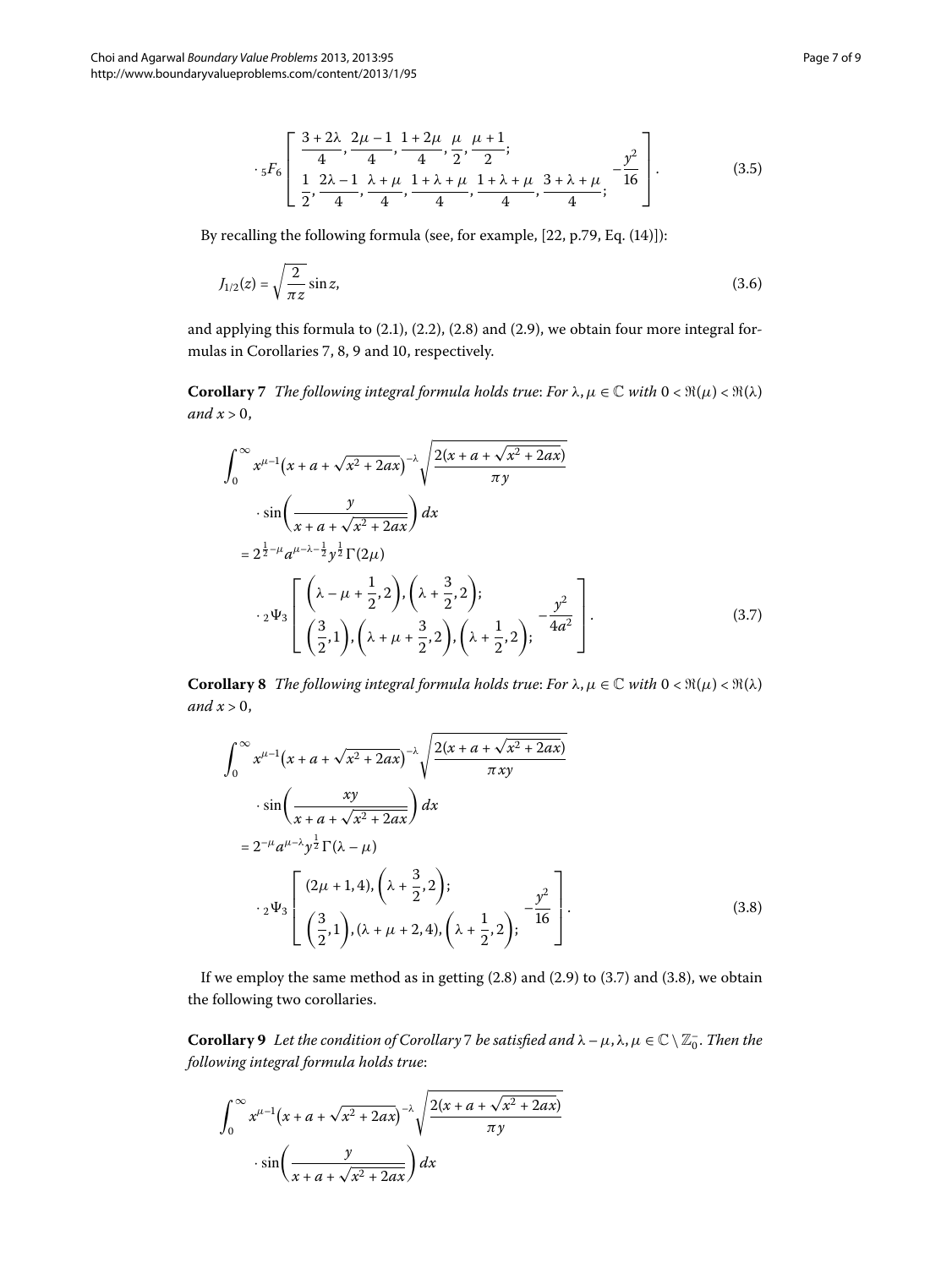$$
\cdot {}_5F_6\left[\begin{array}{l} \dfrac{3+2\lambda}{4}, \dfrac{2\mu-1}{4}, \dfrac{1+2\mu}{4}, \dfrac{\mu}{2}, \dfrac{\mu+1}{2}; \\ \dfrac{1}{2}, \dfrac{2\lambda-1}{4}, \dfrac{\lambda+\mu}{4}, \dfrac{1+\lambda+\mu}{4}, \dfrac{1+\lambda+\mu}{4}, \dfrac{3+\lambda+\mu}{4}; \end{array} -\frac{y^2}{16}\right]. \tag{3.5}
$$

By recalling the following formula (see, for example, [22, p.79, Eq. (14)]):

$$
J_{1/2}(z) = \sqrt{\frac{2}{\pi z}} \sin z, \tag{3.6}
$$

and applying this formula to (2.1), (2.2), (2.8) and (2.9), we obtain four more integral formulas in Corollaries 7, 8, 9 and 10, respectively.

**Corollary 7** *The following integral formula holds true*: *For* $\lambda, \mu \in \mathbb{C}$ *with* $0 < \Re(\mu) < \Re(\lambda)$ *and* $x > 0$,

$$
\begin{aligned}
&\int_0^\infty x^{\mu-1}\left(x+a+\sqrt{x^2+2ax}\right)^{-\lambda} \sqrt{\frac{2(x+a+\sqrt{x^2+2ax})}{\pi y}} \\
&\quad \cdot \sin\left(\frac{y}{x+a+\sqrt{x^2+2ax}}\right) dx \\
&= 2^{\frac{1}{2}-\mu} a^{\mu-\lambda-\frac{1}{2}} y^{\frac{1}{2}} \Gamma(2\mu) \\
&\quad \cdot {}_2\Psi_3\left[\begin{array}{l} \left(\lambda-\mu+\frac{1}{2}, 2\right), \left(\lambda+\frac{3}{2}, 2\right); \\ \left(\frac{3}{2}, 1\right), \left(\lambda+\mu+\frac{3}{2}, 2\right), \left(\lambda+\frac{1}{2}, 2\right); \end{array} -\frac{y^2}{4a^2}\right].
\end{aligned} \tag{3.7}
$$

**Corollary 8** *The following integral formula holds true*: *For* $\lambda, \mu \in \mathbb{C}$ *with* $0 < \Re(\mu) < \Re(\lambda)$ *and* $x > 0$,

$$
\begin{aligned}
&\int_0^\infty x^{\mu-1}\left(x+a+\sqrt{x^2+2ax}\right)^{-\lambda} \sqrt{\frac{2(x+a+\sqrt{x^2+2ax})}{\pi xy}} \\
&\quad \cdot \sin\left(\frac{xy}{x+a+\sqrt{x^2+2ax}}\right) dx \\
&= 2^{-\mu} a^{\mu-\lambda} y^{\frac{1}{2}} \Gamma(\lambda-\mu) \\
&\quad \cdot {}_2\Psi_3\left[\begin{array}{l} (2\mu+1, 4), \left(\lambda+\frac{3}{2}, 2\right); \\ \left(\frac{3}{2}, 1\right), (\lambda+\mu+2, 4), \left(\lambda+\frac{1}{2}, 2\right); \end{array} -\frac{y^2}{16}\right].
\end{aligned} \tag{3.8}
$$

If we employ the same method as in getting (2.8) and (2.9) to (3.7) and (3.8), we obtain the following two corollaries.

**Corollary 9** *Let the condition of Corollary* 7 *be satisfied and* $\lambda-\mu, \lambda, \mu \in \mathbb{C} \setminus \mathbb{Z}_0^-$. *Then the following integral formula holds true*:

$$
\begin{aligned}
&\int_0^\infty x^{\mu-1}\left(x+a+\sqrt{x^2+2ax}\right)^{-\lambda} \sqrt{\frac{2(x+a+\sqrt{x^2+2ax})}{\pi y}} \\
&\quad \cdot \sin\left(\frac{y}{x+a+\sqrt{x^2+2ax}}\right) dx
\end{aligned}
$$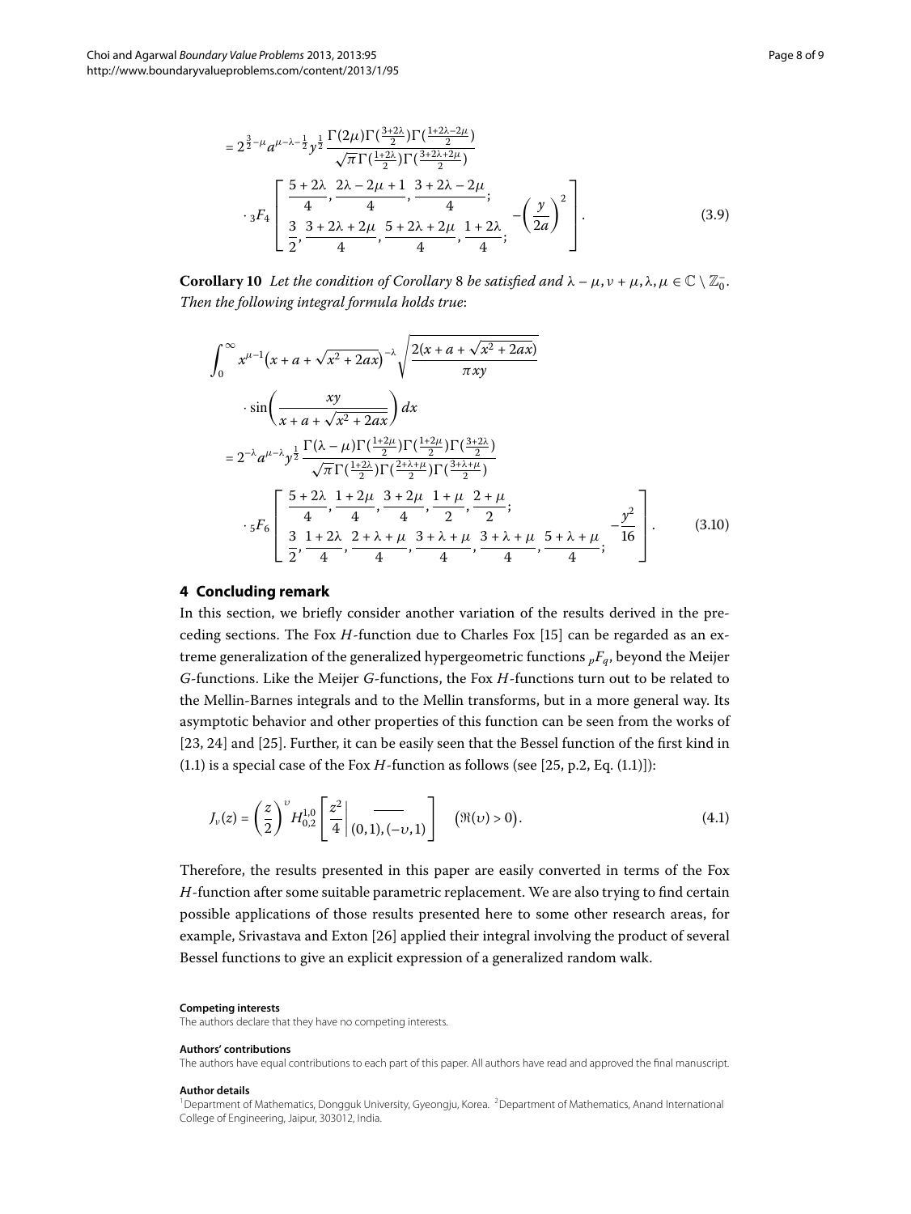$$
= 2^{\frac{3}{2}-\mu} a^{\mu-\lambda-\frac{1}{2}} y^{\frac{1}{2}} \frac{\Gamma(2\mu)\Gamma(\frac{3+2\lambda}{2})\Gamma(\frac{1+2\lambda-2\mu}{2})}{\sqrt{\pi}\,\Gamma(\frac{1+2\lambda}{2})\Gamma(\frac{3+2\lambda+2\mu}{2})}
\cdot {}_3F_4 \left[ \begin{matrix} \frac{5+2\lambda}{4}, \frac{2\lambda-2\mu+1}{4}, \frac{3+2\lambda-2\mu}{4}; \\ \frac{3}{2}, \frac{3+2\lambda+2\mu}{4}, \frac{5+2\lambda+2\mu}{4}, \frac{1+2\lambda}{4}; \end{matrix} -\left(\frac{y}{2a}\right)^2 \right]. \tag{3.9}
$$

**Corollary 10** *Let the condition of Corollary* 8 *be satisfied and* $\lambda - \mu, \nu + \mu, \lambda, \mu \in \mathbb{C} \setminus \mathbb{Z}_0^-$. *Then the following integral formula holds true*:

$$
\int_0^\infty x^{\mu-1}\left(x + a + \sqrt{x^2 + 2ax}\right)^{-\lambda} \sqrt{\frac{2(x + a + \sqrt{x^2 + 2ax})}{\pi x y}}
\cdot \sin\left(\frac{xy}{x + a + \sqrt{x^2 + 2ax}}\right) dx
$$

$$
= 2^{-\lambda} a^{\mu-\lambda} y^{\frac{1}{2}} \frac{\Gamma(\lambda-\mu)\Gamma(\frac{1+2\mu}{2})\Gamma(\frac{1+2\mu}{2})\Gamma(\frac{3+2\lambda}{2})}{\sqrt{\pi}\,\Gamma(\frac{1+2\lambda}{2})\Gamma(\frac{2+\lambda+\mu}{2})\Gamma(\frac{3+\lambda+\mu}{2})}
\cdot {}_5F_6 \left[ \begin{matrix} \frac{5+2\lambda}{4}, \frac{1+2\mu}{4}, \frac{3+2\mu}{4}, \frac{1+\mu}{2}, \frac{2+\mu}{2}; \\ \frac{3}{2}, \frac{1+2\lambda}{4}, \frac{2+\lambda+\mu}{4}, \frac{3+\lambda+\mu}{4}, \frac{3+\lambda+\mu}{4}, \frac{5+\lambda+\mu}{4}; \end{matrix} -\frac{y^2}{16} \right]. \tag{3.10}
$$

## 4 Concluding remark

In this section, we briefly consider another variation of the results derived in the preceding sections. The Fox $H$-function due to Charles Fox [15] can be regarded as an extreme generalization of the generalized hypergeometric functions ${}_pF_q$, beyond the Meijer $G$-functions. Like the Meijer $G$-functions, the Fox $H$-functions turn out to be related to the Mellin-Barnes integrals and to the Mellin transforms, but in a more general way. Its asymptotic behavior and other properties of this function can be seen from the works of [23, 24] and [25]. Further, it can be easily seen that the Bessel function of the first kind in (1.1) is a special case of the Fox $H$-function as follows (see [25, p.2, Eq. (1.1)]):

$$
J_\nu(z) = \left(\frac{z}{2}\right)^{\upsilon} H_{0,2}^{1,0}\left[\frac{z^2}{4} \,\middle|\, \begin{matrix} \overline{\phantom{(0,1)}} \\ (0,1),(-\upsilon,1) \end{matrix}\right] \quad \left(\Re(\upsilon) > 0\right). \tag{4.1}
$$

Therefore, the results presented in this paper are easily converted in terms of the Fox $H$-function after some suitable parametric replacement. We are also trying to find certain possible applications of those results presented here to some other research areas, for example, Srivastava and Exton [26] applied their integral involving the product of several Bessel functions to give an explicit expression of a generalized random walk.

#### Competing interests

The authors declare that they have no competing interests.

#### Authors' contributions

The authors have equal contributions to each part of this paper. All authors have read and approved the final manuscript.

#### Author details

[1]Department of Mathematics, Dongguk University, Gyeongju, Korea. [2]Department of Mathematics, Anand International College of Engineering, Jaipur, 303012, India.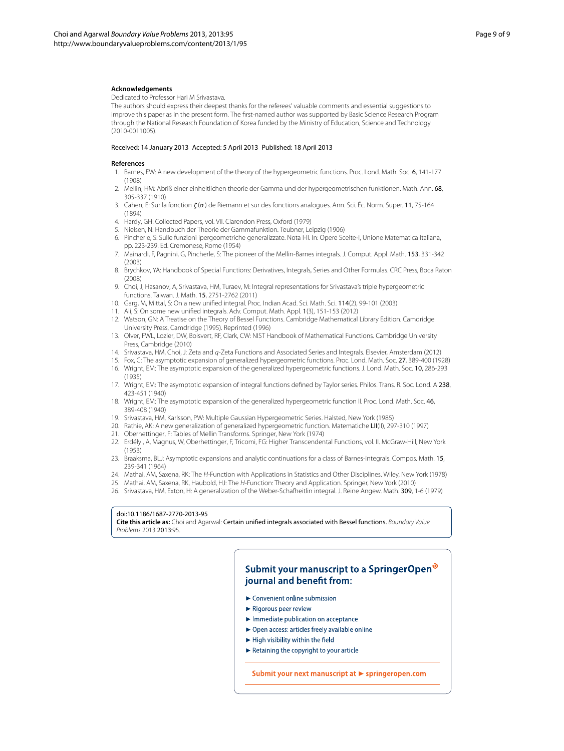#### Acknowledgements

Dedicated to Professor Hari M Srivastava.

The authors should express their deepest thanks for the referees' valuable comments and essential suggestions to improve this paper as in the present form. The first-named author was supported by Basic Science Research Program through the National Research Foundation of Korea funded by the Ministry of Education, Science and Technology (2010-0011005).

Received: 14 January 2013 Accepted: 5 April 2013 Published: 18 April 2013

#### References

1. Barnes, EW: A new development of the theory of the hypergeometric functions. Proc. Lond. Math. Soc. **6**, 141-177 (1908)
2. Mellin, HM: Abriß einer einheitlichen theorie der Gamma und der hypergeometrischen funktionen. Math. Ann. **68**, 305-337 (1910)
3. Cahen, E: Sur la fonction $\zeta(\sigma)$ de Riemann et sur des fonctions analogues. Ann. Sci. Éc. Norm. Super. **11**, 75-164 (1894)
4. Hardy, GH: Collected Papers, vol. VII. Clarendon Press, Oxford (1979)
5. Nielsen, N: Handbuch der Theorie der Gammafunktion. Teubner, Leipzig (1906)
6. Pincherle, S: Sulle funzioni ipergeometriche generalizzate. Nota I-II. In: Opere Scelte-I, Unione Matematica Italiana, pp. 223-239. Ed. Cremonese, Rome (1954)
7. Mainardi, F, Pagnini, G, Pincherle, S: The pioneer of the Mellin-Barnes integrals. J. Comput. Appl. Math. **153**, 331-342 (2003)
8. Brychkov, YA: Handbook of Special Functions: Derivatives, Integrals, Series and Other Formulas. CRC Press, Boca Raton (2008)
9. Choi, J, Hasanov, A, Srivastava, HM, Turaev, M: Integral representations for Srivastava's triple hypergeometric functions. Taiwan. J. Math. **15**, 2751-2762 (2011)
10. Garg, M, Mittal, S: On a new unified integral. Proc. Indian Acad. Sci. Math. Sci. **114**(2), 99-101 (2003)
11. Ali, S: On some new unified integrals. Adv. Comput. Math. Appl. **1**(3), 151-153 (2012)
12. Watson, GN: A Treatise on the Theory of Bessel Functions. Cambridge Mathematical Library Edition. Camdridge University Press, Camdridge (1995). Reprinted (1996)
13. Olver, FWL, Lozier, DW, Boisvert, RF, Clark, CW: NIST Handbook of Mathematical Functions. Cambridge University Press, Cambridge (2010)
14. Srivastava, HM, Choi, J: Zeta and *q*-Zeta Functions and Associated Series and Integrals. Elsevier, Amsterdam (2012)
15. Fox, C: The asymptotic expansion of generalized hypergeometric functions. Proc. Lond. Math. Soc. **27**, 389-400 (1928)
16. Wright, EM: The asymptotic expansion of the generalized hypergeometric functions. J. Lond. Math. Soc. **10**, 286-293 (1935)
17. Wright, EM: The asymptotic expansion of integral functions defined by Taylor series. Philos. Trans. R. Soc. Lond. A **238**, 423-451 (1940)
18. Wright, EM: The asymptotic expansion of the generalized hypergeometric function II. Proc. Lond. Math. Soc. **46**, 389-408 (1940)
19. Srivastava, HM, Karlsson, PW: Multiple Gaussian Hypergeometric Series. Halsted, New York (1985)
20. Rathie, AK: A new generalization of generalized hypergeometric function. Matematiche **LII**(II), 297-310 (1997)
21. Oberhettinger, F: Tables of Mellin Transforms. Springer, New York (1974)
22. Erdélyi, A, Magnus, W, Oberhettinger, F, Tricomi, FG: Higher Transcendental Functions, vol. II. McGraw-Hill, New York (1953)
23. Braaksma, BLJ: Asymptotic expansions and analytic continuations for a class of Barnes-integrals. Compos. Math. **15**, 239-341 (1964)
24. Mathai, AM, Saxena, RK: The *H*-Function with Applications in Statistics and Other Disciplines. Wiley, New York (1978)
25. Mathai, AM, Saxena, RK, Haubold, HJ: The *H*-Function: Theory and Application. Springer, New York (2010)
26. Srivastava, HM, Exton, H: A generalization of the Weber-Schafheitlin integral. J. Reine Angew. Math. **309**, 1-6 (1979)

doi:10.1186/1687-2770-2013-95

**Cite this article as:** Choi and Agarwal: **Certain unified integrals associated with Bessel functions.** *Boundary Value Problems* 2013 **2013**:95.

**Submit your manuscript to a SpringerOpen journal and benefit from:**

- ► Convenient online submission
- ► Rigorous peer review
- ► Immediate publication on acceptance
- ► Open access: articles freely available online
- ► High visibility within the field
- ► Retaining the copyright to your article

**Submit your next manuscript at ► springeropen.com**